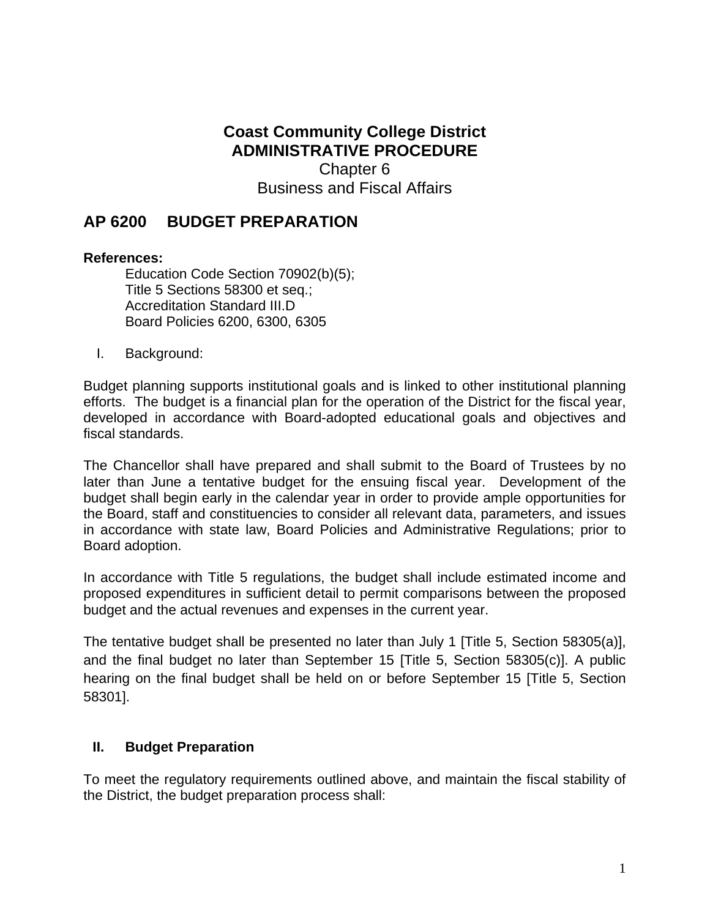# Coast Community College District
## ADMINISTRATIVE PROCEDURE
Chapter 6
Business and Fiscal Affairs

## AP 6200 BUDGET PREPARATION

**References:**

Education Code Section 70902(b)(5);
Title 5 Sections 58300 et seq.;
Accreditation Standard III.D
Board Policies 6200, 6300, 6305

I. Background:

Budget planning supports institutional goals and is linked to other institutional planning efforts. The budget is a financial plan for the operation of the District for the fiscal year, developed in accordance with Board-adopted educational goals and objectives and fiscal standards.

The Chancellor shall have prepared and shall submit to the Board of Trustees by no later than June a tentative budget for the ensuing fiscal year. Development of the budget shall begin early in the calendar year in order to provide ample opportunities for the Board, staff and constituencies to consider all relevant data, parameters, and issues in accordance with state law, Board Policies and Administrative Regulations; prior to Board adoption.

In accordance with Title 5 regulations, the budget shall include estimated income and proposed expenditures in sufficient detail to permit comparisons between the proposed budget and the actual revenues and expenses in the current year.

The tentative budget shall be presented no later than July 1 [Title 5, Section 58305(a)], and the final budget no later than September 15 [Title 5, Section 58305(c)]. A public hearing on the final budget shall be held on or before September 15 [Title 5, Section 58301].

**II. Budget Preparation**

To meet the regulatory requirements outlined above, and maintain the fiscal stability of the District, the budget preparation process shall: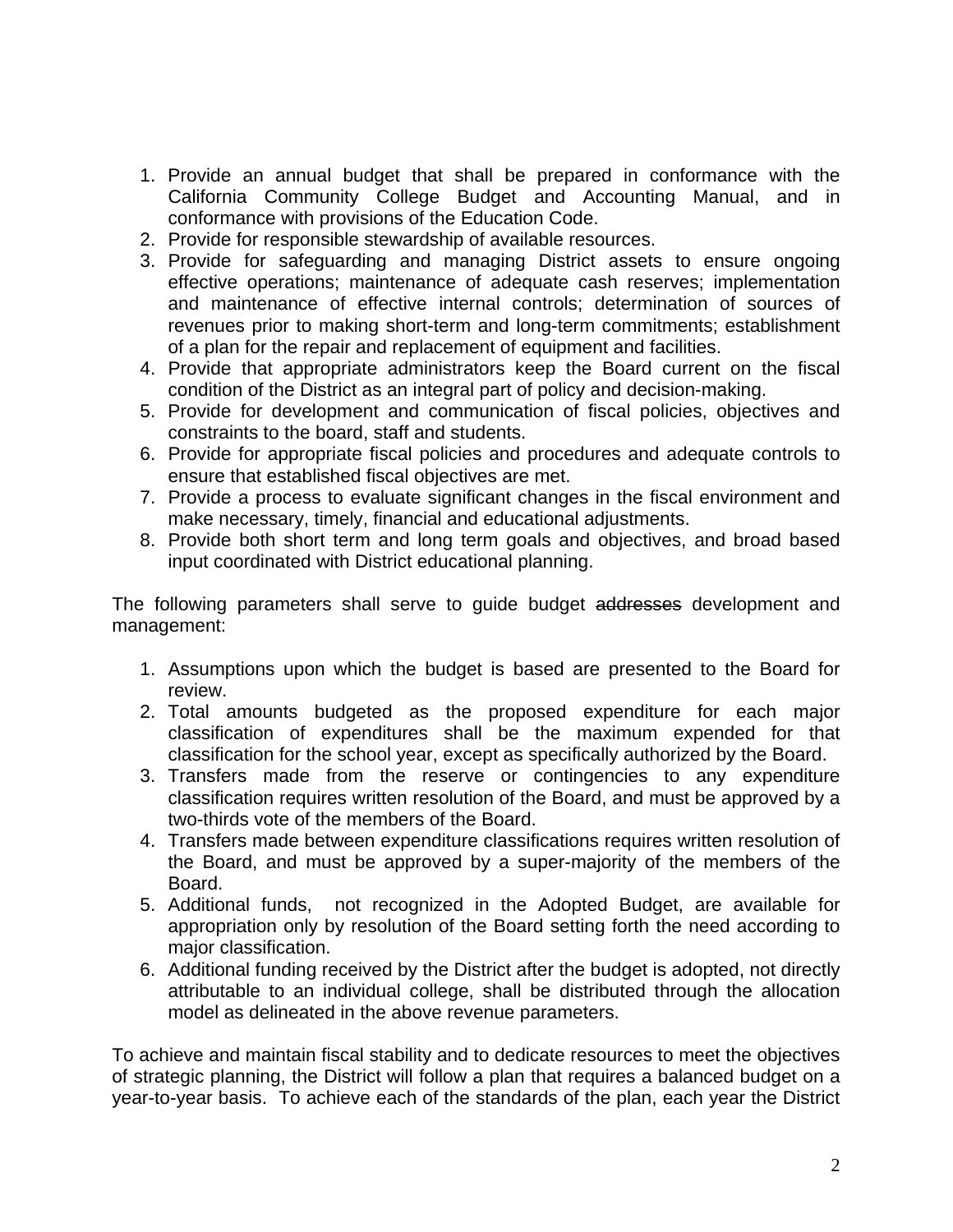1. Provide an annual budget that shall be prepared in conformance with the California Community College Budget and Accounting Manual, and in conformance with provisions of the Education Code.
2. Provide for responsible stewardship of available resources.
3. Provide for safeguarding and managing District assets to ensure ongoing effective operations; maintenance of adequate cash reserves; implementation and maintenance of effective internal controls; determination of sources of revenues prior to making short-term and long-term commitments; establishment of a plan for the repair and replacement of equipment and facilities.
4. Provide that appropriate administrators keep the Board current on the fiscal condition of the District as an integral part of policy and decision-making.
5. Provide for development and communication of fiscal policies, objectives and constraints to the board, staff and students.
6. Provide for appropriate fiscal policies and procedures and adequate controls to ensure that established fiscal objectives are met.
7. Provide a process to evaluate significant changes in the fiscal environment and make necessary, timely, financial and educational adjustments.
8. Provide both short term and long term goals and objectives, and broad based input coordinated with District educational planning.

The following parameters shall serve to guide budget ~~addresses~~ development and management:

1. Assumptions upon which the budget is based are presented to the Board for review.
2. Total amounts budgeted as the proposed expenditure for each major classification of expenditures shall be the maximum expended for that classification for the school year, except as specifically authorized by the Board.
3. Transfers made from the reserve or contingencies to any expenditure classification requires written resolution of the Board, and must be approved by a two-thirds vote of the members of the Board.
4. Transfers made between expenditure classifications requires written resolution of the Board, and must be approved by a super-majority of the members of the Board.
5. Additional funds, not recognized in the Adopted Budget, are available for appropriation only by resolution of the Board setting forth the need according to major classification.
6. Additional funding received by the District after the budget is adopted, not directly attributable to an individual college, shall be distributed through the allocation model as delineated in the above revenue parameters.

To achieve and maintain fiscal stability and to dedicate resources to meet the objectives of strategic planning, the District will follow a plan that requires a balanced budget on a year-to-year basis. To achieve each of the standards of the plan, each year the District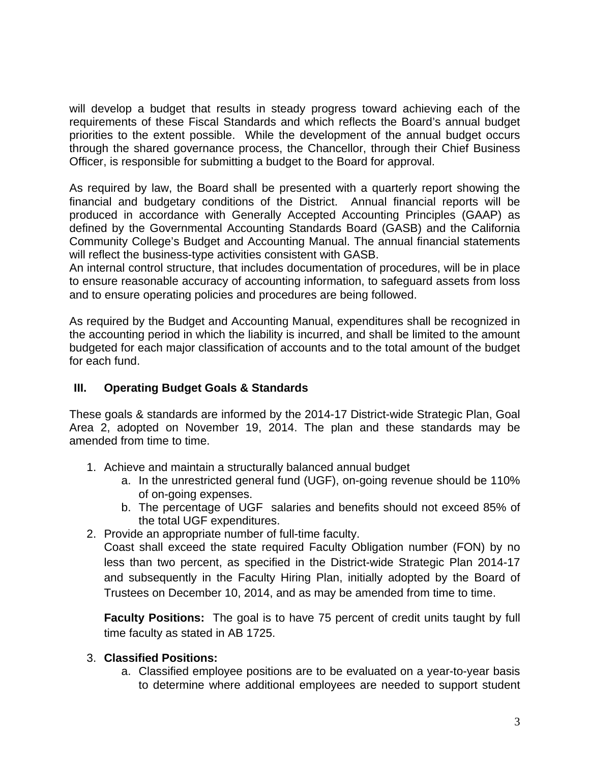will develop a budget that results in steady progress toward achieving each of the requirements of these Fiscal Standards and which reflects the Board's annual budget priorities to the extent possible. While the development of the annual budget occurs through the shared governance process, the Chancellor, through their Chief Business Officer, is responsible for submitting a budget to the Board for approval.

As required by law, the Board shall be presented with a quarterly report showing the financial and budgetary conditions of the District. Annual financial reports will be produced in accordance with Generally Accepted Accounting Principles (GAAP) as defined by the Governmental Accounting Standards Board (GASB) and the California Community College's Budget and Accounting Manual. The annual financial statements will reflect the business-type activities consistent with GASB.
An internal control structure, that includes documentation of procedures, will be in place to ensure reasonable accuracy of accounting information, to safeguard assets from loss and to ensure operating policies and procedures are being followed.

As required by the Budget and Accounting Manual, expenditures shall be recognized in the accounting period in which the liability is incurred, and shall be limited to the amount budgeted for each major classification of accounts and to the total amount of the budget for each fund.

## III. Operating Budget Goals & Standards

These goals & standards are informed by the 2014-17 District-wide Strategic Plan, Goal Area 2, adopted on November 19, 2014. The plan and these standards may be amended from time to time.

1. Achieve and maintain a structurally balanced annual budget
   a. In the unrestricted general fund (UGF), on-going revenue should be 110% of on-going expenses.
   b. The percentage of UGF salaries and benefits should not exceed 85% of the total UGF expenditures.
2. Provide an appropriate number of full-time faculty.
   Coast shall exceed the state required Faculty Obligation number (FON) by no less than two percent, as specified in the District-wide Strategic Plan 2014-17 and subsequently in the Faculty Hiring Plan, initially adopted by the Board of Trustees on December 10, 2014, and as may be amended from time to time.

   **Faculty Positions:** The goal is to have 75 percent of credit units taught by full time faculty as stated in AB 1725.

3. **Classified Positions:**
   a. Classified employee positions are to be evaluated on a year-to-year basis to determine where additional employees are needed to support student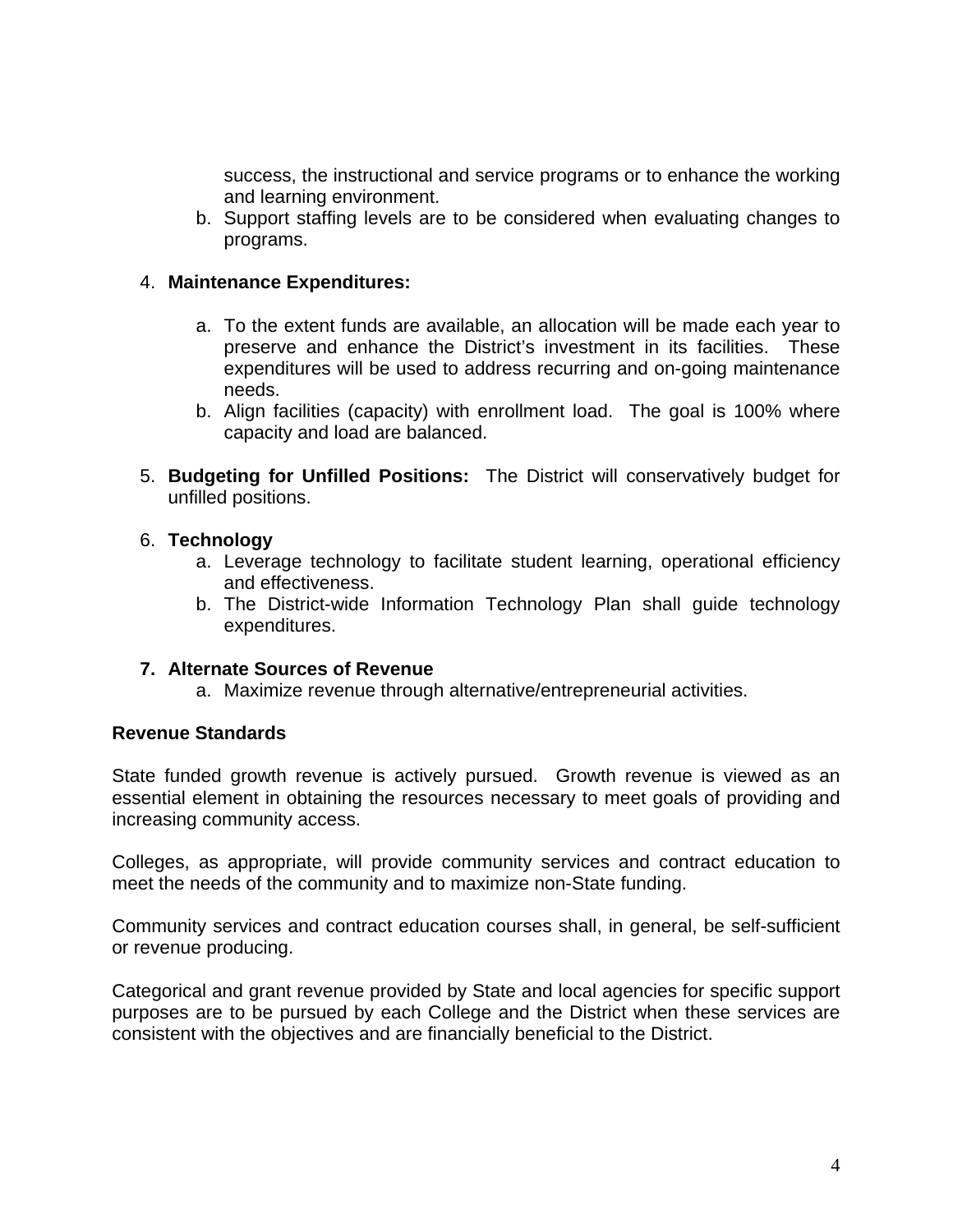success, the instructional and service programs or to enhance the working and learning environment.

   b. Support staffing levels are to be considered when evaluating changes to programs.

4. **Maintenance Expenditures:**

   a. To the extent funds are available, an allocation will be made each year to preserve and enhance the District's investment in its facilities. These expenditures will be used to address recurring and on-going maintenance needs.
   b. Align facilities (capacity) with enrollment load. The goal is 100% where capacity and load are balanced.

5. **Budgeting for Unfilled Positions:** The District will conservatively budget for unfilled positions.

6. **Technology**
   a. Leverage technology to facilitate student learning, operational efficiency and effectiveness.
   b. The District-wide Information Technology Plan shall guide technology expenditures.

7. **Alternate Sources of Revenue**
   a. Maximize revenue through alternative/entrepreneurial activities.

**Revenue Standards**

State funded growth revenue is actively pursued. Growth revenue is viewed as an essential element in obtaining the resources necessary to meet goals of providing and increasing community access.

Colleges, as appropriate, will provide community services and contract education to meet the needs of the community and to maximize non-State funding.

Community services and contract education courses shall, in general, be self-sufficient or revenue producing.

Categorical and grant revenue provided by State and local agencies for specific support purposes are to be pursued by each College and the District when these services are consistent with the objectives and are financially beneficial to the District.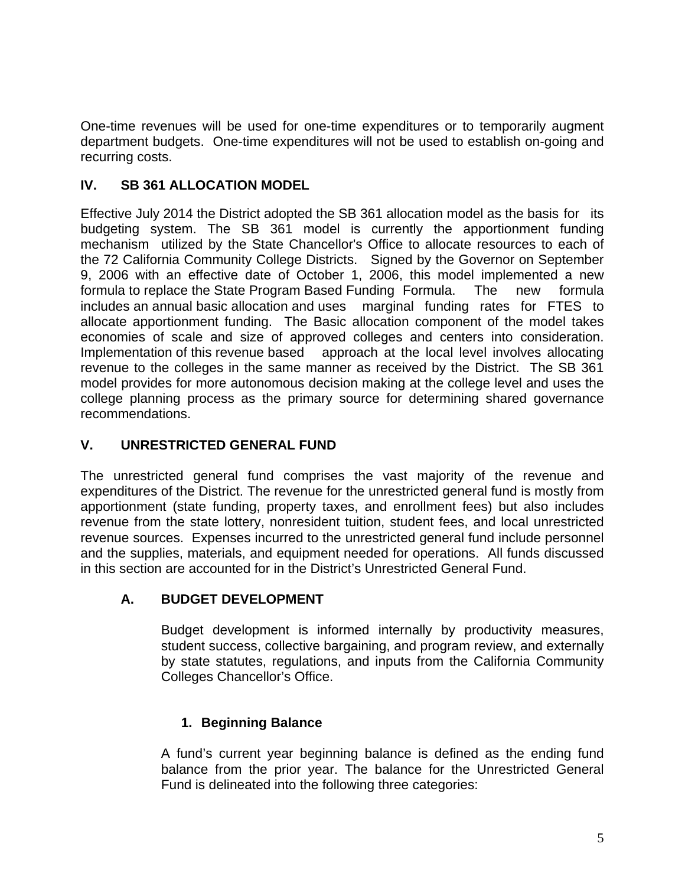One-time revenues will be used for one-time expenditures or to temporarily augment department budgets. One-time expenditures will not be used to establish on-going and recurring costs.

## IV. SB 361 ALLOCATION MODEL

Effective July 2014 the District adopted the SB 361 allocation model as the basis for its budgeting system. The SB 361 model is currently the apportionment funding mechanism utilized by the State Chancellor's Office to allocate resources to each of the 72 California Community College Districts. Signed by the Governor on September 9, 2006 with an effective date of October 1, 2006, this model implemented a new formula to replace the State Program Based Funding Formula. The new formula includes an annual basic allocation and uses marginal funding rates for FTES to allocate apportionment funding. The Basic allocation component of the model takes economies of scale and size of approved colleges and centers into consideration. Implementation of this revenue based approach at the local level involves allocating revenue to the colleges in the same manner as received by the District. The SB 361 model provides for more autonomous decision making at the college level and uses the college planning process as the primary source for determining shared governance recommendations.

## V. UNRESTRICTED GENERAL FUND

The unrestricted general fund comprises the vast majority of the revenue and expenditures of the District. The revenue for the unrestricted general fund is mostly from apportionment (state funding, property taxes, and enrollment fees) but also includes revenue from the state lottery, nonresident tuition, student fees, and local unrestricted revenue sources. Expenses incurred to the unrestricted general fund include personnel and the supplies, materials, and equipment needed for operations. All funds discussed in this section are accounted for in the District's Unrestricted General Fund.

### A. BUDGET DEVELOPMENT

Budget development is informed internally by productivity measures, student success, collective bargaining, and program review, and externally by state statutes, regulations, and inputs from the California Community Colleges Chancellor's Office.

#### 1. Beginning Balance

A fund's current year beginning balance is defined as the ending fund balance from the prior year. The balance for the Unrestricted General Fund is delineated into the following three categories: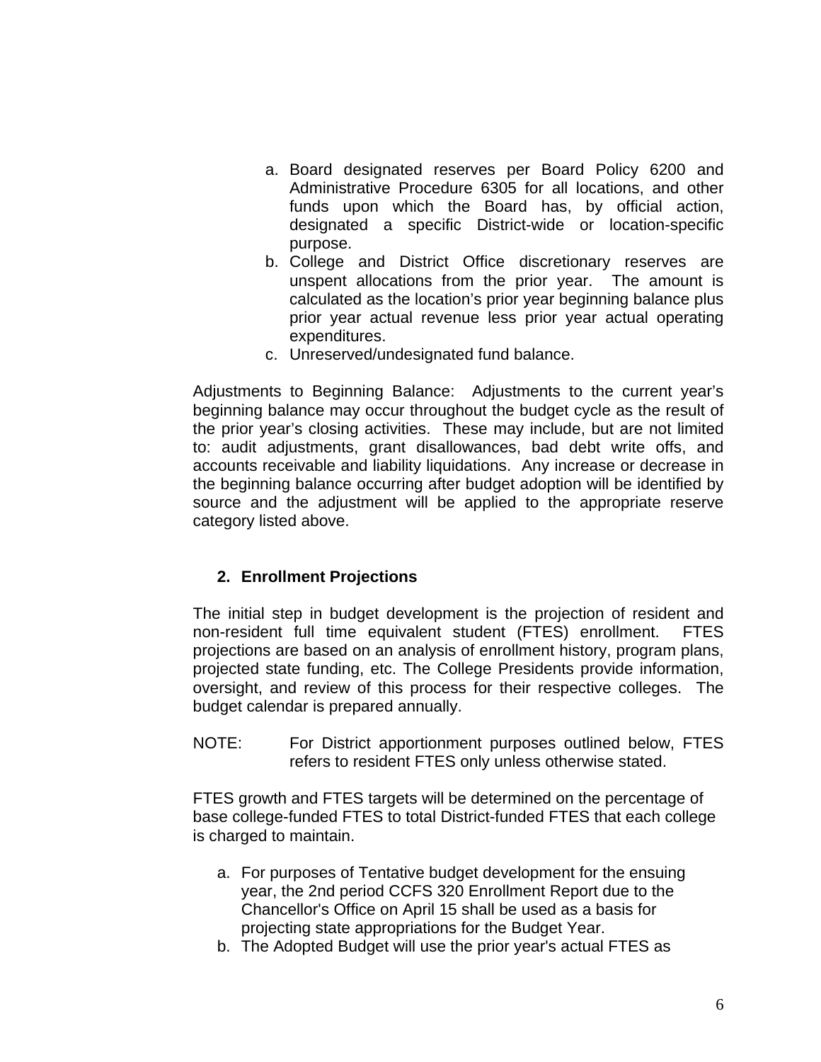a. Board designated reserves per Board Policy 6200 and Administrative Procedure 6305 for all locations, and other funds upon which the Board has, by official action, designated a specific District-wide or location-specific purpose.
b. College and District Office discretionary reserves are unspent allocations from the prior year. The amount is calculated as the location's prior year beginning balance plus prior year actual revenue less prior year actual operating expenditures.
c. Unreserved/undesignated fund balance.

Adjustments to Beginning Balance: Adjustments to the current year's beginning balance may occur throughout the budget cycle as the result of the prior year's closing activities. These may include, but are not limited to: audit adjustments, grant disallowances, bad debt write offs, and accounts receivable and liability liquidations. Any increase or decrease in the beginning balance occurring after budget adoption will be identified by source and the adjustment will be applied to the appropriate reserve category listed above.

**2. Enrollment Projections**

The initial step in budget development is the projection of resident and non-resident full time equivalent student (FTES) enrollment. FTES projections are based on an analysis of enrollment history, program plans, projected state funding, etc. The College Presidents provide information, oversight, and review of this process for their respective colleges. The budget calendar is prepared annually.

NOTE: For District apportionment purposes outlined below, FTES refers to resident FTES only unless otherwise stated.

FTES growth and FTES targets will be determined on the percentage of base college-funded FTES to total District-funded FTES that each college is charged to maintain.

a. For purposes of Tentative budget development for the ensuing year, the 2nd period CCFS 320 Enrollment Report due to the Chancellor's Office on April 15 shall be used as a basis for projecting state appropriations for the Budget Year.
b. The Adopted Budget will use the prior year's actual FTES as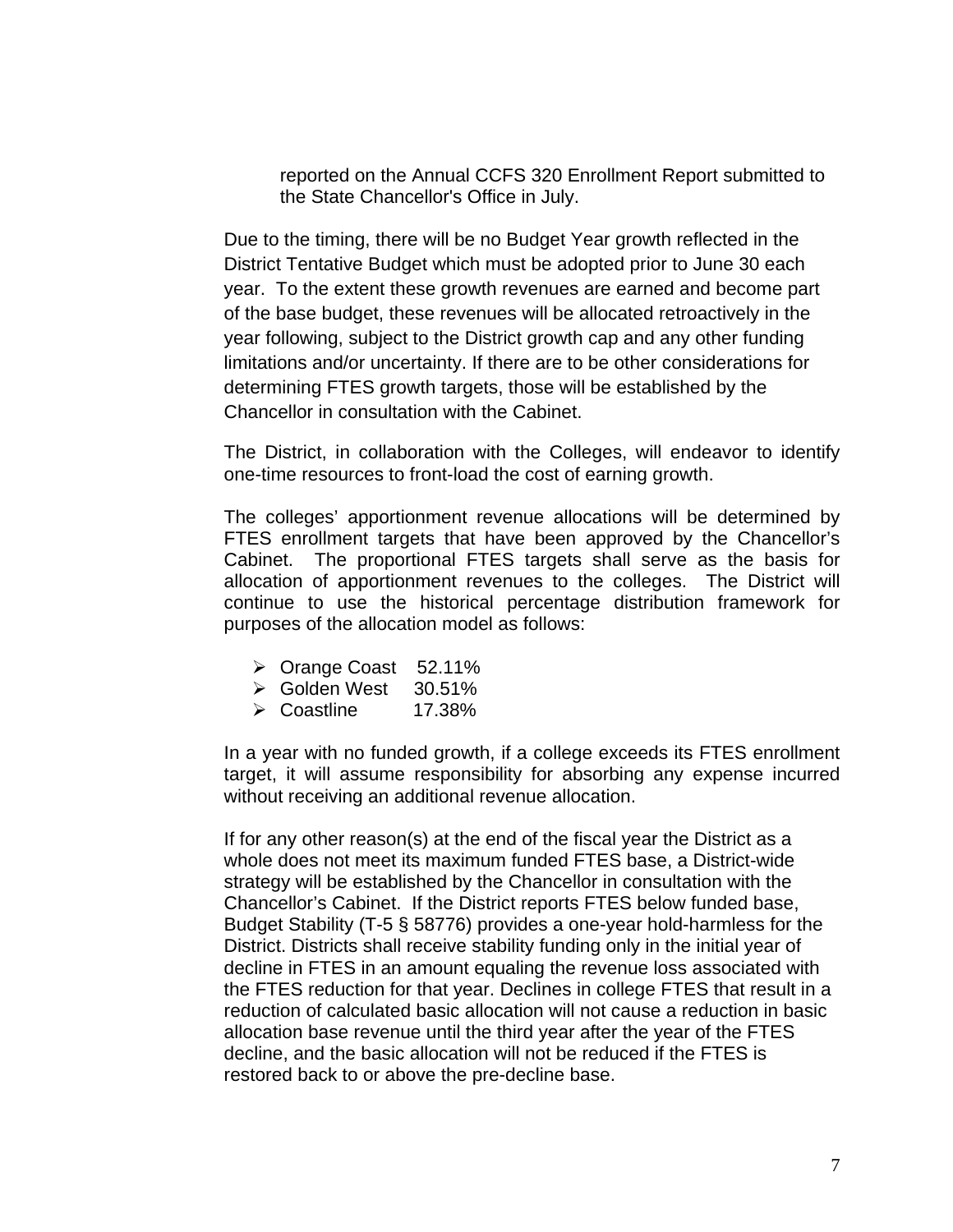reported on the Annual CCFS 320 Enrollment Report submitted to the State Chancellor's Office in July.

Due to the timing, there will be no Budget Year growth reflected in the District Tentative Budget which must be adopted prior to June 30 each year. To the extent these growth revenues are earned and become part of the base budget, these revenues will be allocated retroactively in the year following, subject to the District growth cap and any other funding limitations and/or uncertainty. If there are to be other considerations for determining FTES growth targets, those will be established by the Chancellor in consultation with the Cabinet.

The District, in collaboration with the Colleges, will endeavor to identify one-time resources to front-load the cost of earning growth.

The colleges' apportionment revenue allocations will be determined by FTES enrollment targets that have been approved by the Chancellor's Cabinet. The proportional FTES targets shall serve as the basis for allocation of apportionment revenues to the colleges. The District will continue to use the historical percentage distribution framework for purposes of the allocation model as follows:

- Orange Coast 52.11%
- Golden West 30.51%
- Coastline 17.38%

In a year with no funded growth, if a college exceeds its FTES enrollment target, it will assume responsibility for absorbing any expense incurred without receiving an additional revenue allocation.

If for any other reason(s) at the end of the fiscal year the District as a whole does not meet its maximum funded FTES base, a District-wide strategy will be established by the Chancellor in consultation with the Chancellor's Cabinet. If the District reports FTES below funded base, Budget Stability (T-5 § 58776) provides a one-year hold-harmless for the District. Districts shall receive stability funding only in the initial year of decline in FTES in an amount equaling the revenue loss associated with the FTES reduction for that year. Declines in college FTES that result in a reduction of calculated basic allocation will not cause a reduction in basic allocation base revenue until the third year after the year of the FTES decline, and the basic allocation will not be reduced if the FTES is restored back to or above the pre-decline base.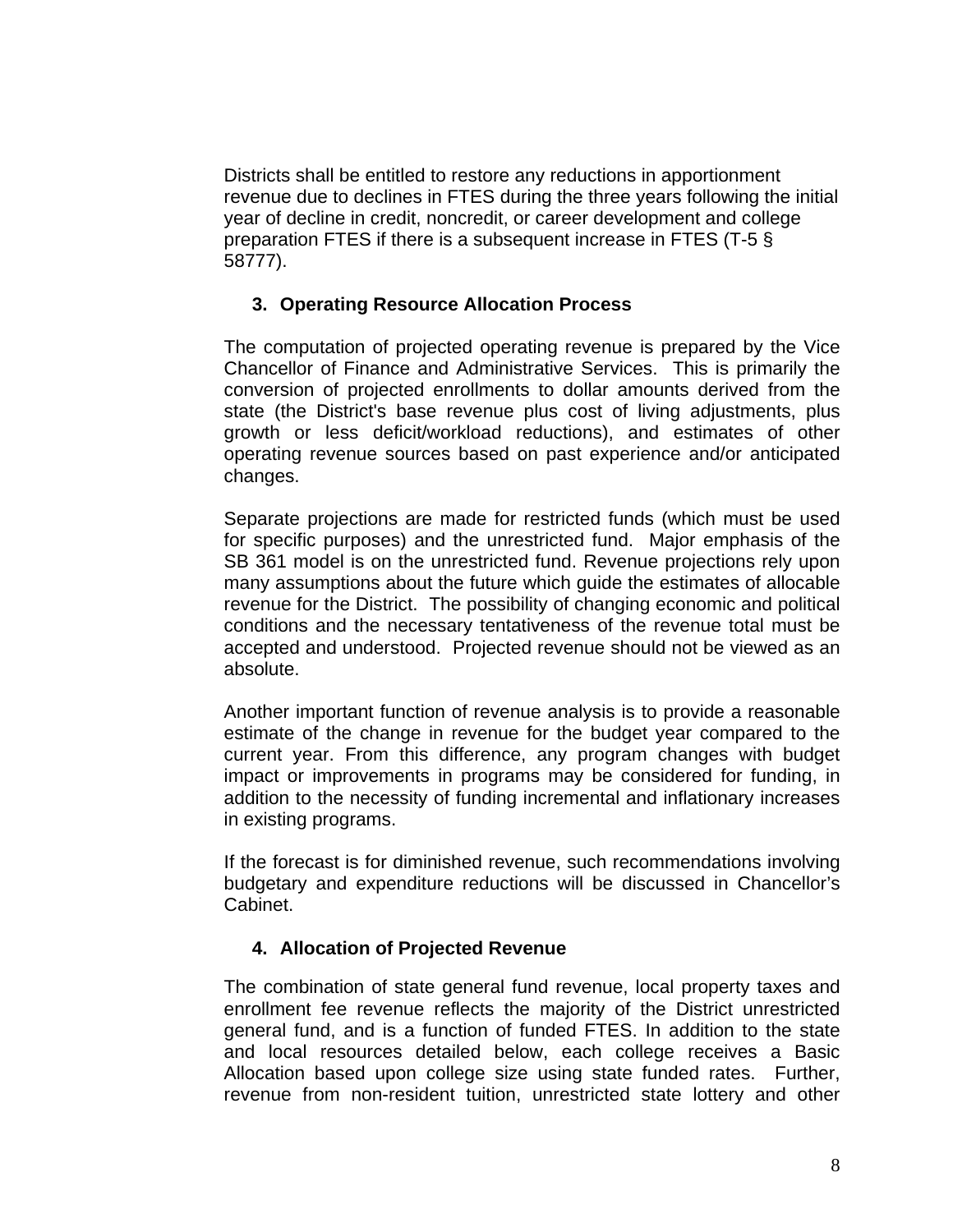Districts shall be entitled to restore any reductions in apportionment revenue due to declines in FTES during the three years following the initial year of decline in credit, noncredit, or career development and college preparation FTES if there is a subsequent increase in FTES (T-5 § 58777).

### 3. Operating Resource Allocation Process

The computation of projected operating revenue is prepared by the Vice Chancellor of Finance and Administrative Services. This is primarily the conversion of projected enrollments to dollar amounts derived from the state (the District's base revenue plus cost of living adjustments, plus growth or less deficit/workload reductions), and estimates of other operating revenue sources based on past experience and/or anticipated changes.

Separate projections are made for restricted funds (which must be used for specific purposes) and the unrestricted fund. Major emphasis of the SB 361 model is on the unrestricted fund. Revenue projections rely upon many assumptions about the future which guide the estimates of allocable revenue for the District. The possibility of changing economic and political conditions and the necessary tentativeness of the revenue total must be accepted and understood. Projected revenue should not be viewed as an absolute.

Another important function of revenue analysis is to provide a reasonable estimate of the change in revenue for the budget year compared to the current year. From this difference, any program changes with budget impact or improvements in programs may be considered for funding, in addition to the necessity of funding incremental and inflationary increases in existing programs.

If the forecast is for diminished revenue, such recommendations involving budgetary and expenditure reductions will be discussed in Chancellor's Cabinet.

### 4. Allocation of Projected Revenue

The combination of state general fund revenue, local property taxes and enrollment fee revenue reflects the majority of the District unrestricted general fund, and is a function of funded FTES. In addition to the state and local resources detailed below, each college receives a Basic Allocation based upon college size using state funded rates. Further, revenue from non-resident tuition, unrestricted state lottery and other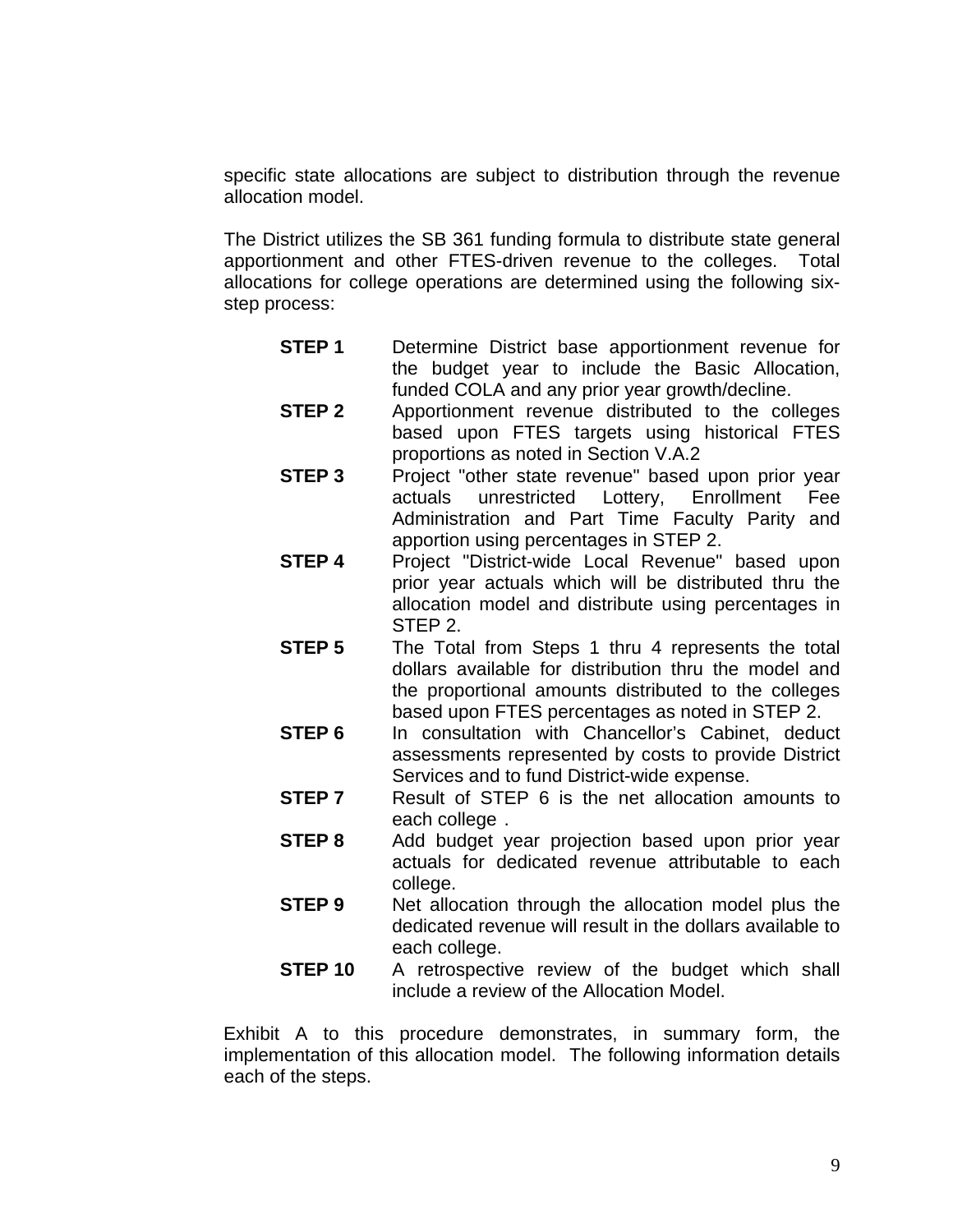specific state allocations are subject to distribution through the revenue allocation model.

The District utilizes the SB 361 funding formula to distribute state general apportionment and other FTES-driven revenue to the colleges. Total allocations for college operations are determined using the following six-step process:

| | |
|---|---|
| **STEP 1** | Determine District base apportionment revenue for the budget year to include the Basic Allocation, funded COLA and any prior year growth/decline. |
| **STEP 2** | Apportionment revenue distributed to the colleges based upon FTES targets using historical FTES proportions as noted in Section V.A.2 |
| **STEP 3** | Project "other state revenue" based upon prior year actuals unrestricted Lottery, Enrollment Fee Administration and Part Time Faculty Parity and apportion using percentages in STEP 2. |
| **STEP 4** | Project "District-wide Local Revenue" based upon prior year actuals which will be distributed thru the allocation model and distribute using percentages in STEP 2. |
| **STEP 5** | The Total from Steps 1 thru 4 represents the total dollars available for distribution thru the model and the proportional amounts distributed to the colleges based upon FTES percentages as noted in STEP 2. |
| **STEP 6** | In consultation with Chancellor's Cabinet, deduct assessments represented by costs to provide District Services and to fund District-wide expense. |
| **STEP 7** | Result of STEP 6 is the net allocation amounts to each college . |
| **STEP 8** | Add budget year projection based upon prior year actuals for dedicated revenue attributable to each college. |
| **STEP 9** | Net allocation through the allocation model plus the dedicated revenue will result in the dollars available to each college. |
| **STEP 10** | A retrospective review of the budget which shall include a review of the Allocation Model. |

Exhibit A to this procedure demonstrates, in summary form, the implementation of this allocation model. The following information details each of the steps.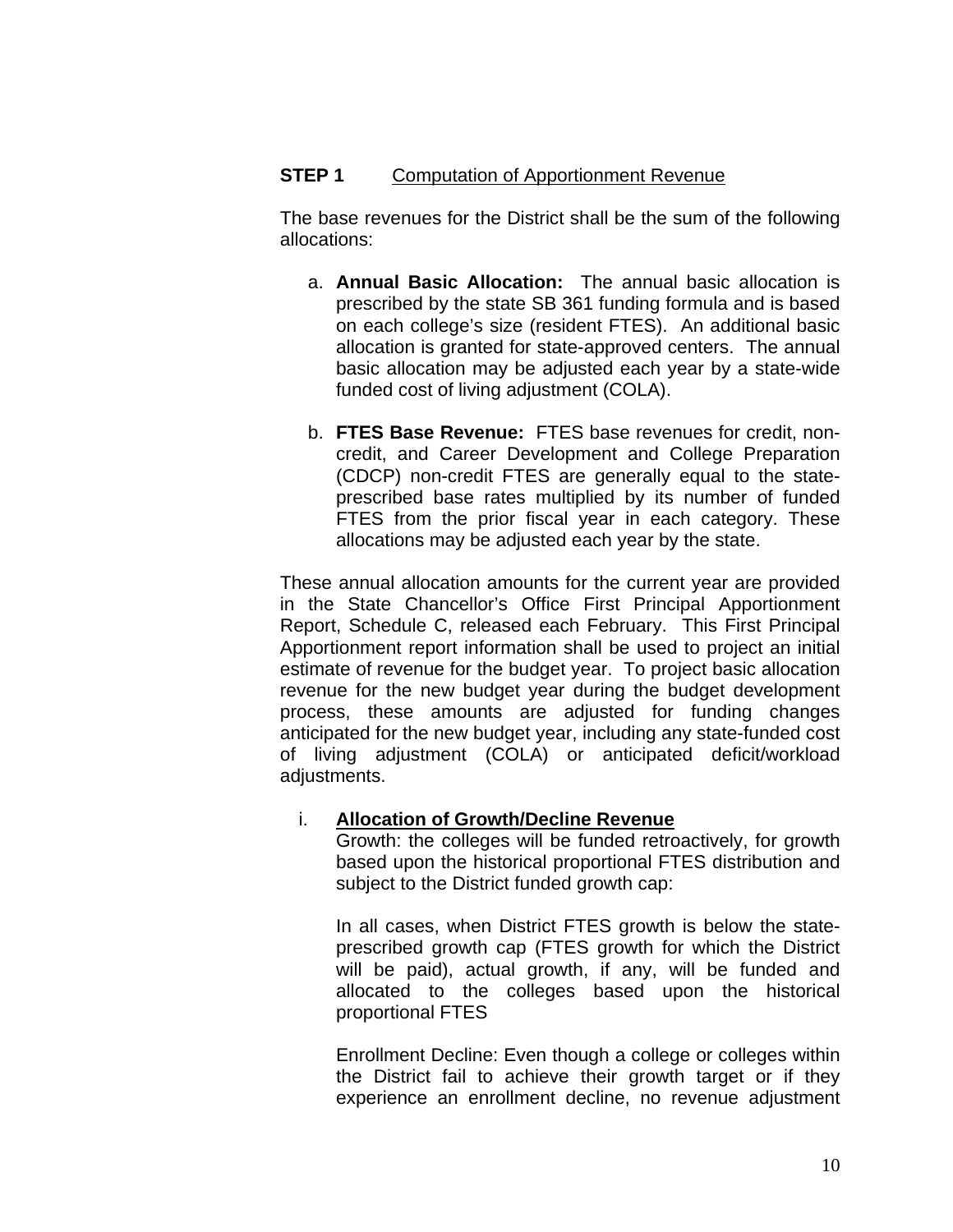**STEP 1** <u>Computation of Apportionment Revenue</u>

The base revenues for the District shall be the sum of the following allocations:

a. **Annual Basic Allocation:** The annual basic allocation is prescribed by the state SB 361 funding formula and is based on each college's size (resident FTES). An additional basic allocation is granted for state-approved centers. The annual basic allocation may be adjusted each year by a state-wide funded cost of living adjustment (COLA).

b. **FTES Base Revenue:** FTES base revenues for credit, non-credit, and Career Development and College Preparation (CDCP) non-credit FTES are generally equal to the state-prescribed base rates multiplied by its number of funded FTES from the prior fiscal year in each category. These allocations may be adjusted each year by the state.

These annual allocation amounts for the current year are provided in the State Chancellor's Office First Principal Apportionment Report, Schedule C, released each February. This First Principal Apportionment report information shall be used to project an initial estimate of revenue for the budget year. To project basic allocation revenue for the new budget year during the budget development process, these amounts are adjusted for funding changes anticipated for the new budget year, including any state-funded cost of living adjustment (COLA) or anticipated deficit/workload adjustments.

i. **<u>Allocation of Growth/Decline Revenue</u>**
Growth: the colleges will be funded retroactively, for growth based upon the historical proportional FTES distribution and subject to the District funded growth cap:

In all cases, when District FTES growth is below the state-prescribed growth cap (FTES growth for which the District will be paid), actual growth, if any, will be funded and allocated to the colleges based upon the historical proportional FTES

Enrollment Decline: Even though a college or colleges within the District fail to achieve their growth target or if they experience an enrollment decline, no revenue adjustment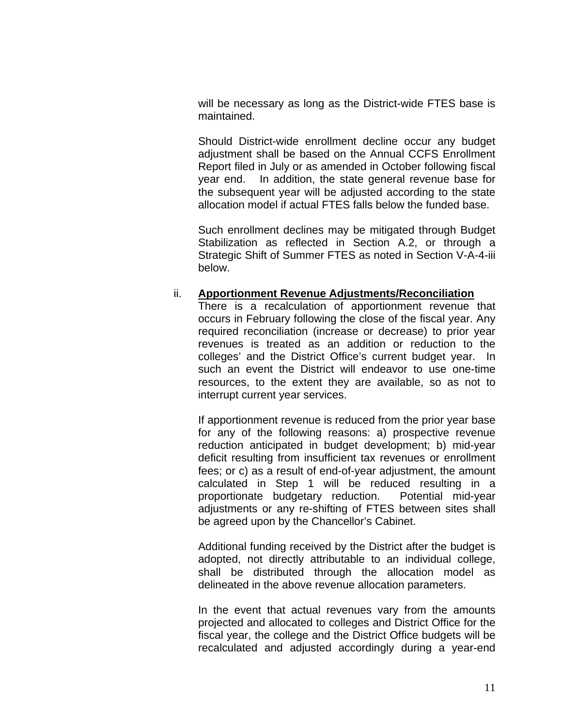will be necessary as long as the District-wide FTES base is maintained.

Should District-wide enrollment decline occur any budget adjustment shall be based on the Annual CCFS Enrollment Report filed in July or as amended in October following fiscal year end. In addition, the state general revenue base for the subsequent year will be adjusted according to the state allocation model if actual FTES falls below the funded base.

Such enrollment declines may be mitigated through Budget Stabilization as reflected in Section A.2, or through a Strategic Shift of Summer FTES as noted in Section V-A-4-iii below.

ii. **Apportionment Revenue Adjustments/Reconciliation**
There is a recalculation of apportionment revenue that occurs in February following the close of the fiscal year. Any required reconciliation (increase or decrease) to prior year revenues is treated as an addition or reduction to the colleges' and the District Office's current budget year. In such an event the District will endeavor to use one-time resources, to the extent they are available, so as not to interrupt current year services.

If apportionment revenue is reduced from the prior year base for any of the following reasons: a) prospective revenue reduction anticipated in budget development; b) mid-year deficit resulting from insufficient tax revenues or enrollment fees; or c) as a result of end-of-year adjustment, the amount calculated in Step 1 will be reduced resulting in a proportionate budgetary reduction. Potential mid-year adjustments or any re-shifting of FTES between sites shall be agreed upon by the Chancellor's Cabinet.

Additional funding received by the District after the budget is adopted, not directly attributable to an individual college, shall be distributed through the allocation model as delineated in the above revenue allocation parameters.

In the event that actual revenues vary from the amounts projected and allocated to colleges and District Office for the fiscal year, the college and the District Office budgets will be recalculated and adjusted accordingly during a year-end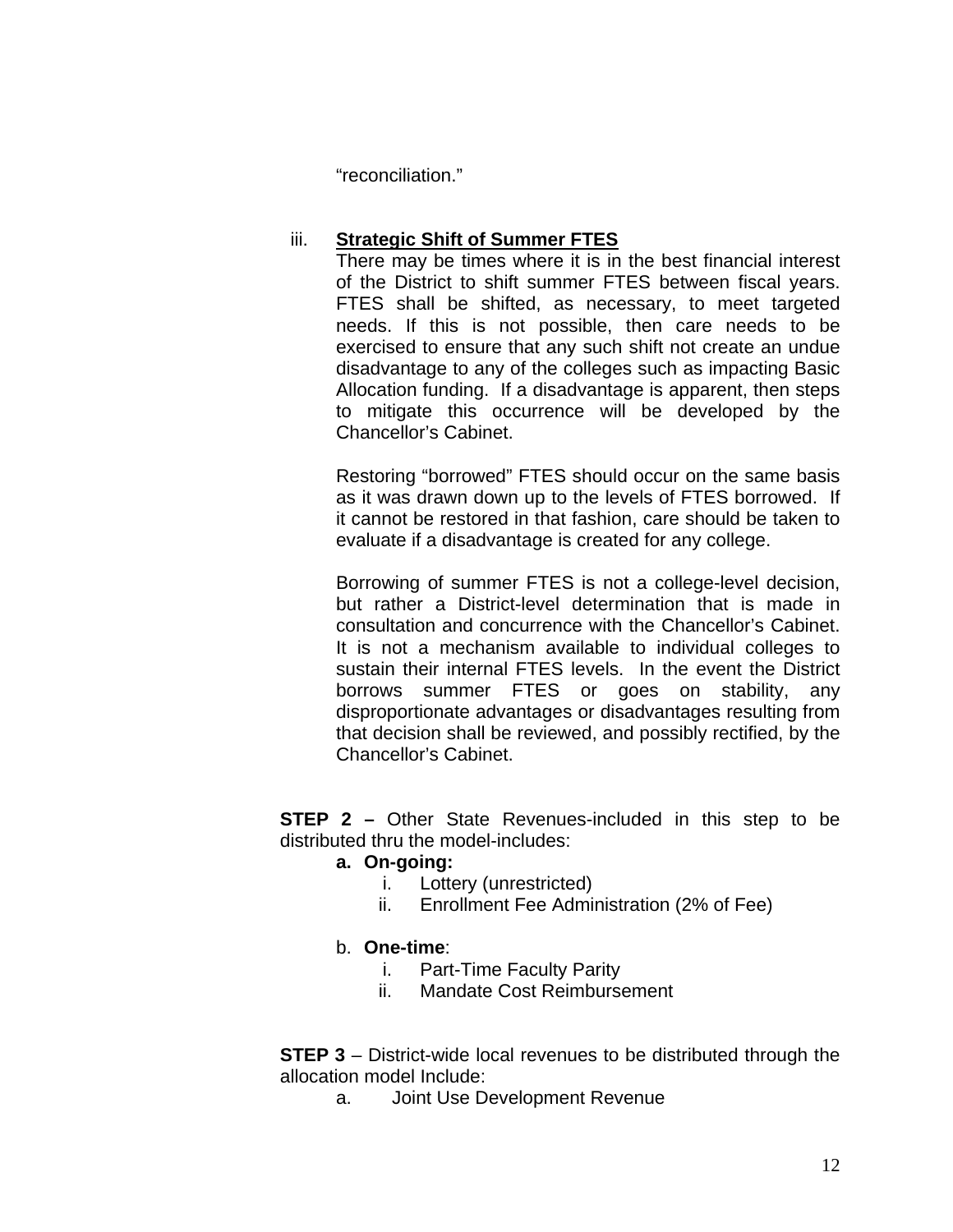"reconciliation."

iii. **Strategic Shift of Summer FTES**

There may be times where it is in the best financial interest of the District to shift summer FTES between fiscal years. FTES shall be shifted, as necessary, to meet targeted needs. If this is not possible, then care needs to be exercised to ensure that any such shift not create an undue disadvantage to any of the colleges such as impacting Basic Allocation funding. If a disadvantage is apparent, then steps to mitigate this occurrence will be developed by the Chancellor's Cabinet.

Restoring "borrowed" FTES should occur on the same basis as it was drawn down up to the levels of FTES borrowed. If it cannot be restored in that fashion, care should be taken to evaluate if a disadvantage is created for any college.

Borrowing of summer FTES is not a college-level decision, but rather a District-level determination that is made in consultation and concurrence with the Chancellor's Cabinet. It is not a mechanism available to individual colleges to sustain their internal FTES levels. In the event the District borrows summer FTES or goes on stability, any disproportionate advantages or disadvantages resulting from that decision shall be reviewed, and possibly rectified, by the Chancellor's Cabinet.

**STEP 2 –** Other State Revenues-included in this step to be distributed thru the model-includes:

**a. On-going:**

i. Lottery (unrestricted)
ii. Enrollment Fee Administration (2% of Fee)

b. **One-time**:

i. Part-Time Faculty Parity
ii. Mandate Cost Reimbursement

**STEP 3** – District-wide local revenues to be distributed through the allocation model Include:

a. Joint Use Development Revenue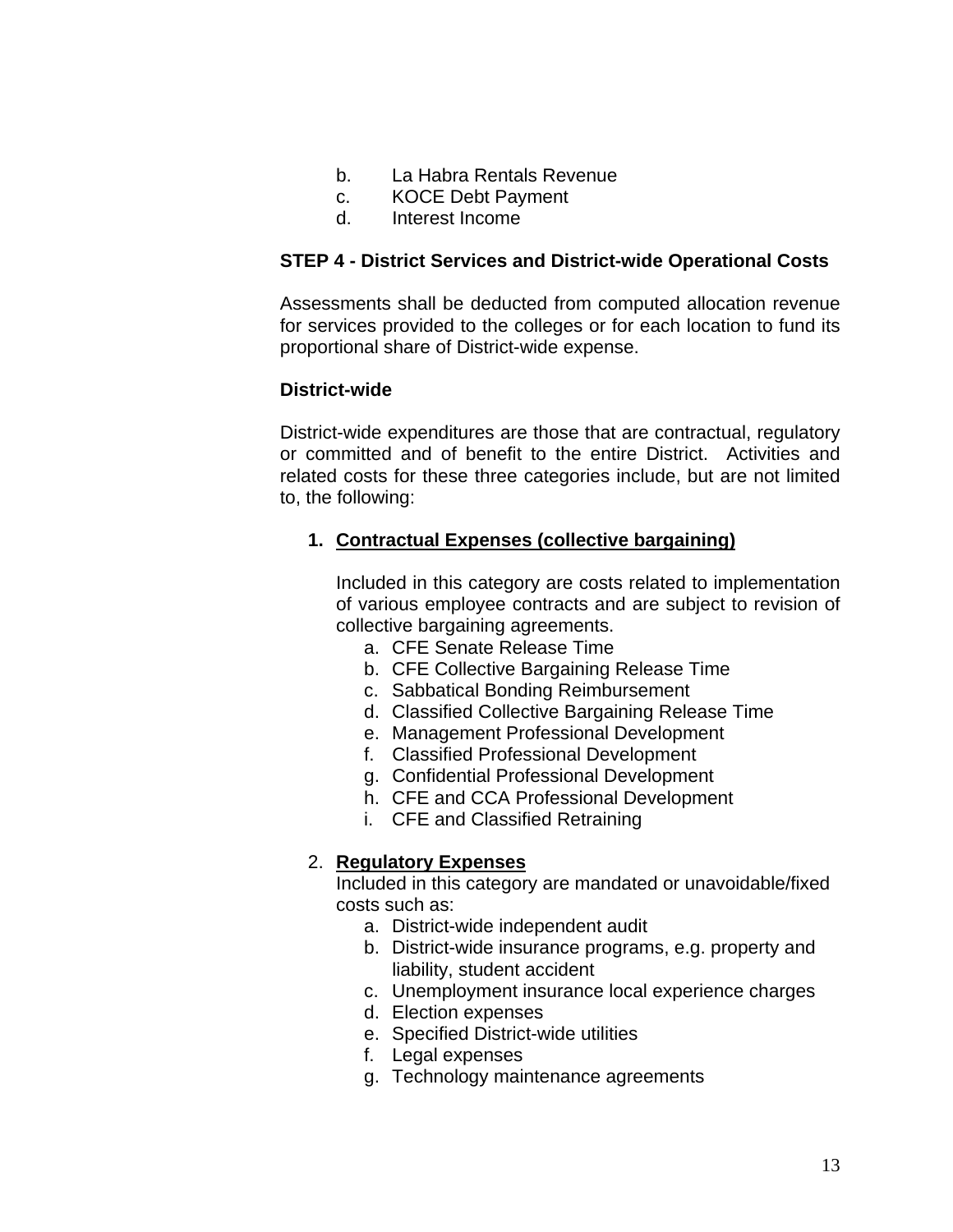b. La Habra Rentals Revenue
c. KOCE Debt Payment
d. Interest Income

**STEP 4 - District Services and District-wide Operational Costs**

Assessments shall be deducted from computed allocation revenue for services provided to the colleges or for each location to fund its proportional share of District-wide expense.

**District-wide**

District-wide expenditures are those that are contractual, regulatory or committed and of benefit to the entire District. Activities and related costs for these three categories include, but are not limited to, the following:

1. **<u>Contractual Expenses (collective bargaining)</u>**

   Included in this category are costs related to implementation of various employee contracts and are subject to revision of collective bargaining agreements.
   a. CFE Senate Release Time
   b. CFE Collective Bargaining Release Time
   c. Sabbatical Bonding Reimbursement
   d. Classified Collective Bargaining Release Time
   e. Management Professional Development
   f. Classified Professional Development
   g. Confidential Professional Development
   h. CFE and CCA Professional Development
   i. CFE and Classified Retraining

2. **<u>Regulatory Expenses</u>**
   Included in this category are mandated or unavoidable/fixed costs such as:
   a. District-wide independent audit
   b. District-wide insurance programs, e.g. property and liability, student accident
   c. Unemployment insurance local experience charges
   d. Election expenses
   e. Specified District-wide utilities
   f. Legal expenses
   g. Technology maintenance agreements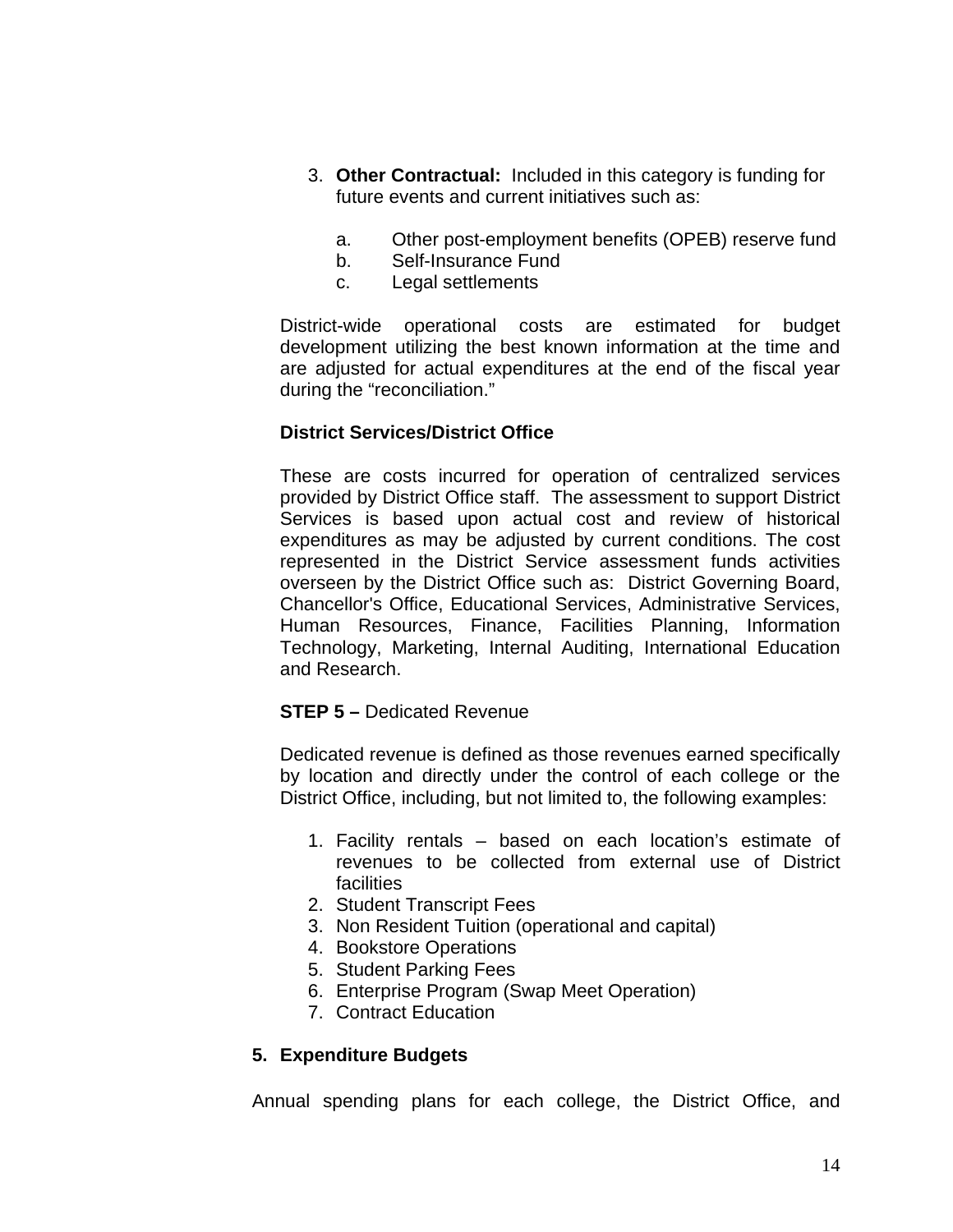3. **Other Contractual:** Included in this category is funding for future events and current initiatives such as:

   a. Other post-employment benefits (OPEB) reserve fund
   b. Self-Insurance Fund
   c. Legal settlements

District-wide operational costs are estimated for budget development utilizing the best known information at the time and are adjusted for actual expenditures at the end of the fiscal year during the "reconciliation."

**District Services/District Office**

These are costs incurred for operation of centralized services provided by District Office staff. The assessment to support District Services is based upon actual cost and review of historical expenditures as may be adjusted by current conditions. The cost represented in the District Service assessment funds activities overseen by the District Office such as: District Governing Board, Chancellor's Office, Educational Services, Administrative Services, Human Resources, Finance, Facilities Planning, Information Technology, Marketing, Internal Auditing, International Education and Research.

**STEP 5 –** Dedicated Revenue

Dedicated revenue is defined as those revenues earned specifically by location and directly under the control of each college or the District Office, including, but not limited to, the following examples:

1. Facility rentals – based on each location's estimate of revenues to be collected from external use of District facilities
2. Student Transcript Fees
3. Non Resident Tuition (operational and capital)
4. Bookstore Operations
5. Student Parking Fees
6. Enterprise Program (Swap Meet Operation)
7. Contract Education

**5. Expenditure Budgets**

Annual spending plans for each college, the District Office, and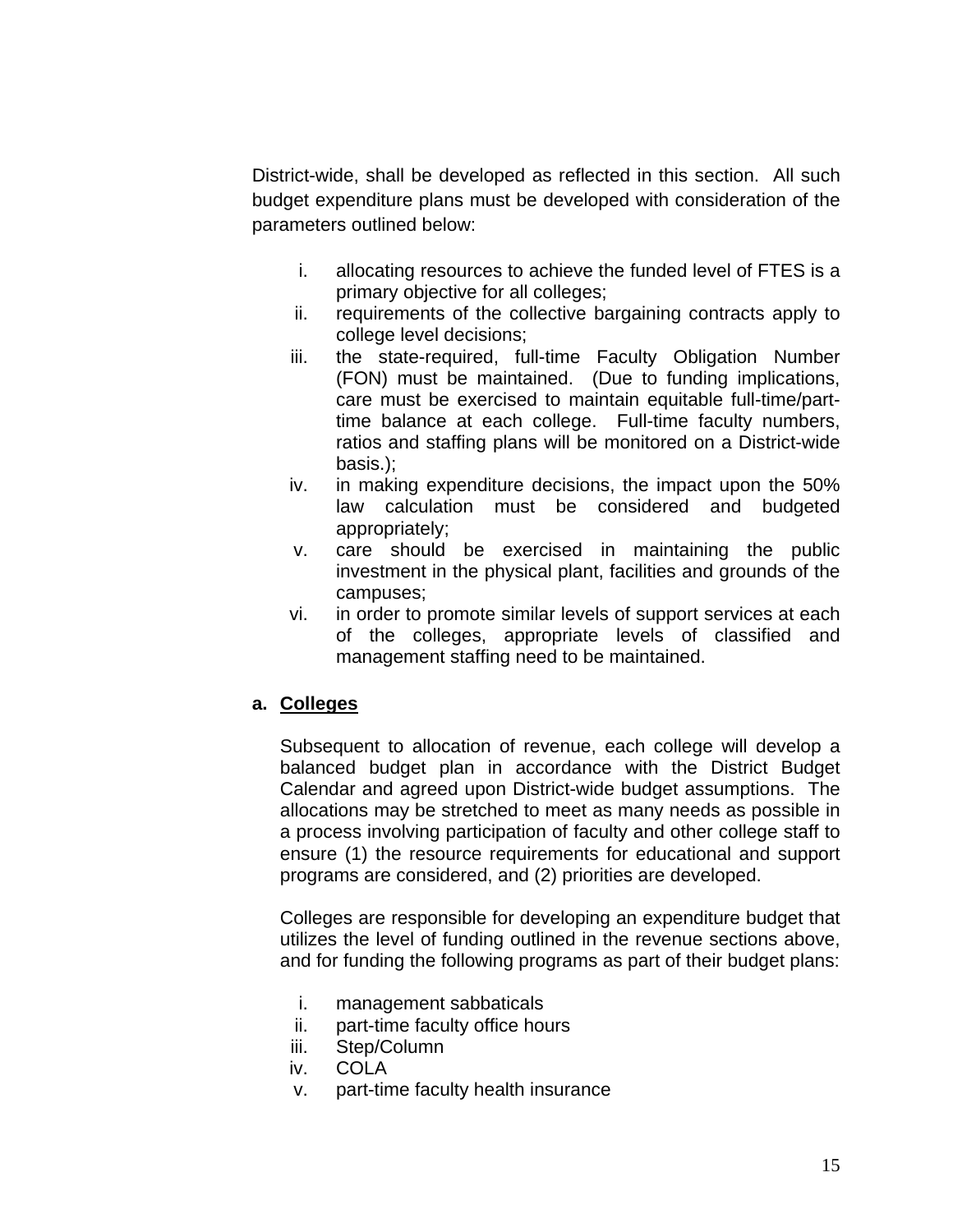District-wide, shall be developed as reflected in this section. All such budget expenditure plans must be developed with consideration of the parameters outlined below:

i. allocating resources to achieve the funded level of FTES is a primary objective for all colleges;
ii. requirements of the collective bargaining contracts apply to college level decisions;
iii. the state-required, full-time Faculty Obligation Number (FON) must be maintained. (Due to funding implications, care must be exercised to maintain equitable full-time/part-time balance at each college. Full-time faculty numbers, ratios and staffing plans will be monitored on a District-wide basis.);
iv. in making expenditure decisions, the impact upon the 50% law calculation must be considered and budgeted appropriately;
v. care should be exercised in maintaining the public investment in the physical plant, facilities and grounds of the campuses;
vi. in order to promote similar levels of support services at each of the colleges, appropriate levels of classified and management staffing need to be maintained.

**a. <u>Colleges</u>**

Subsequent to allocation of revenue, each college will develop a balanced budget plan in accordance with the District Budget Calendar and agreed upon District-wide budget assumptions. The allocations may be stretched to meet as many needs as possible in a process involving participation of faculty and other college staff to ensure (1) the resource requirements for educational and support programs are considered, and (2) priorities are developed.

Colleges are responsible for developing an expenditure budget that utilizes the level of funding outlined in the revenue sections above, and for funding the following programs as part of their budget plans:

i. management sabbaticals
ii. part-time faculty office hours
iii. Step/Column
iv. COLA
v. part-time faculty health insurance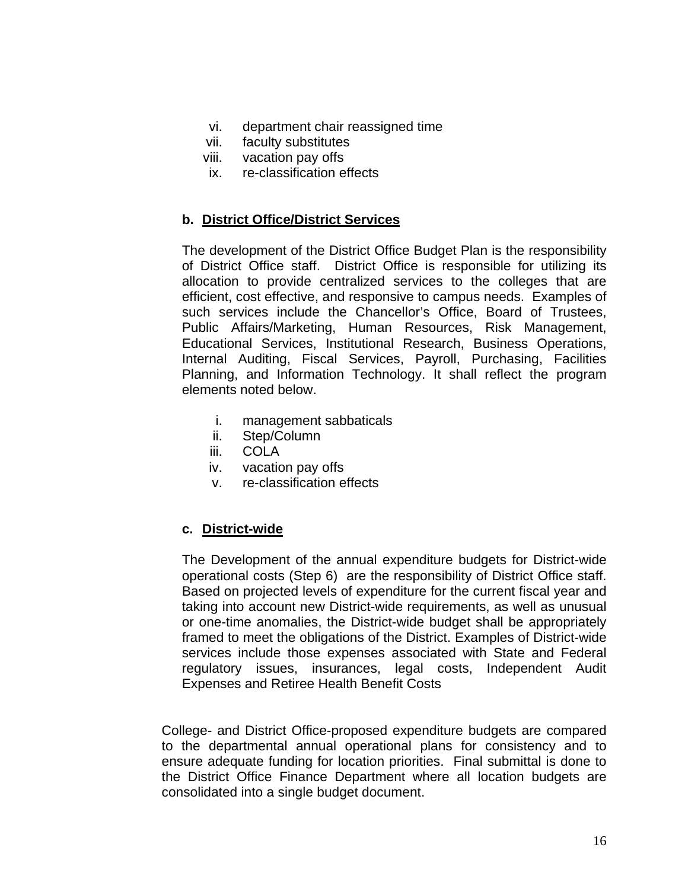vi. department chair reassigned time
vii. faculty substitutes
viii. vacation pay offs
ix. re-classification effects

**b. <u>District Office/District Services</u>**

The development of the District Office Budget Plan is the responsibility of District Office staff. District Office is responsible for utilizing its allocation to provide centralized services to the colleges that are efficient, cost effective, and responsive to campus needs. Examples of such services include the Chancellor's Office, Board of Trustees, Public Affairs/Marketing, Human Resources, Risk Management, Educational Services, Institutional Research, Business Operations, Internal Auditing, Fiscal Services, Payroll, Purchasing, Facilities Planning, and Information Technology. It shall reflect the program elements noted below.

i. management sabbaticals
ii. Step/Column
iii. COLA
iv. vacation pay offs
v. re-classification effects

**c. <u>District-wide</u>**

The Development of the annual expenditure budgets for District-wide operational costs (Step 6) are the responsibility of District Office staff. Based on projected levels of expenditure for the current fiscal year and taking into account new District-wide requirements, as well as unusual or one-time anomalies, the District-wide budget shall be appropriately framed to meet the obligations of the District. Examples of District-wide services include those expenses associated with State and Federal regulatory issues, insurances, legal costs, Independent Audit Expenses and Retiree Health Benefit Costs

College- and District Office-proposed expenditure budgets are compared to the departmental annual operational plans for consistency and to ensure adequate funding for location priorities. Final submittal is done to the District Office Finance Department where all location budgets are consolidated into a single budget document.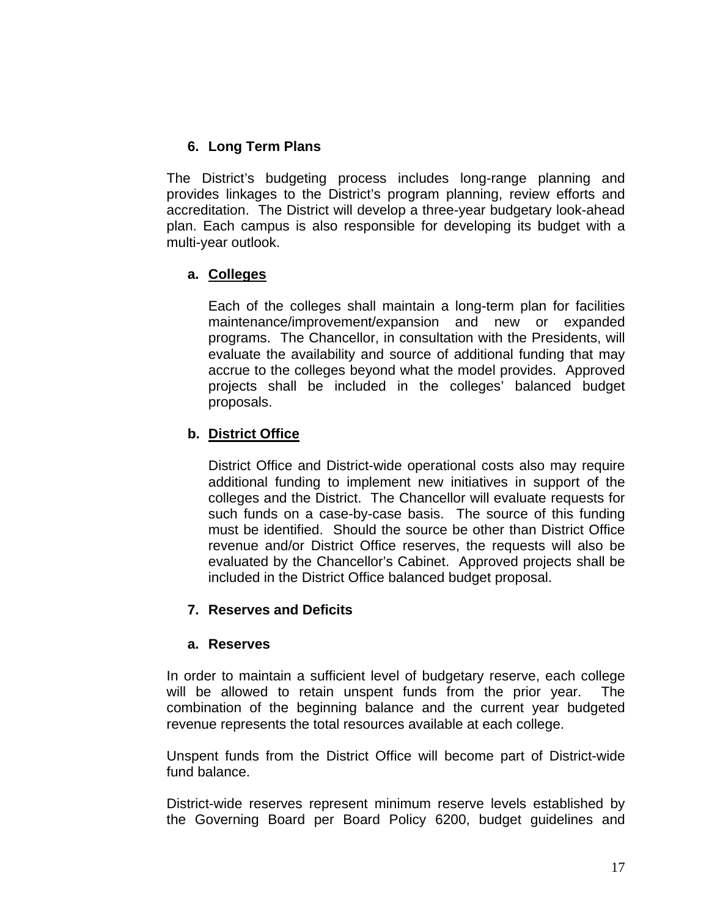## 6. Long Term Plans

The District's budgeting process includes long-range planning and provides linkages to the District's program planning, review efforts and accreditation. The District will develop a three-year budgetary look-ahead plan. Each campus is also responsible for developing its budget with a multi-year outlook.

### a. Colleges

Each of the colleges shall maintain a long-term plan for facilities maintenance/improvement/expansion and new or expanded programs. The Chancellor, in consultation with the Presidents, will evaluate the availability and source of additional funding that may accrue to the colleges beyond what the model provides. Approved projects shall be included in the colleges' balanced budget proposals.

### b. District Office

District Office and District-wide operational costs also may require additional funding to implement new initiatives in support of the colleges and the District. The Chancellor will evaluate requests for such funds on a case-by-case basis. The source of this funding must be identified. Should the source be other than District Office revenue and/or District Office reserves, the requests will also be evaluated by the Chancellor's Cabinet. Approved projects shall be included in the District Office balanced budget proposal.

## 7. Reserves and Deficits

### a. Reserves

In order to maintain a sufficient level of budgetary reserve, each college will be allowed to retain unspent funds from the prior year. The combination of the beginning balance and the current year budgeted revenue represents the total resources available at each college.

Unspent funds from the District Office will become part of District-wide fund balance.

District-wide reserves represent minimum reserve levels established by the Governing Board per Board Policy 6200, budget guidelines and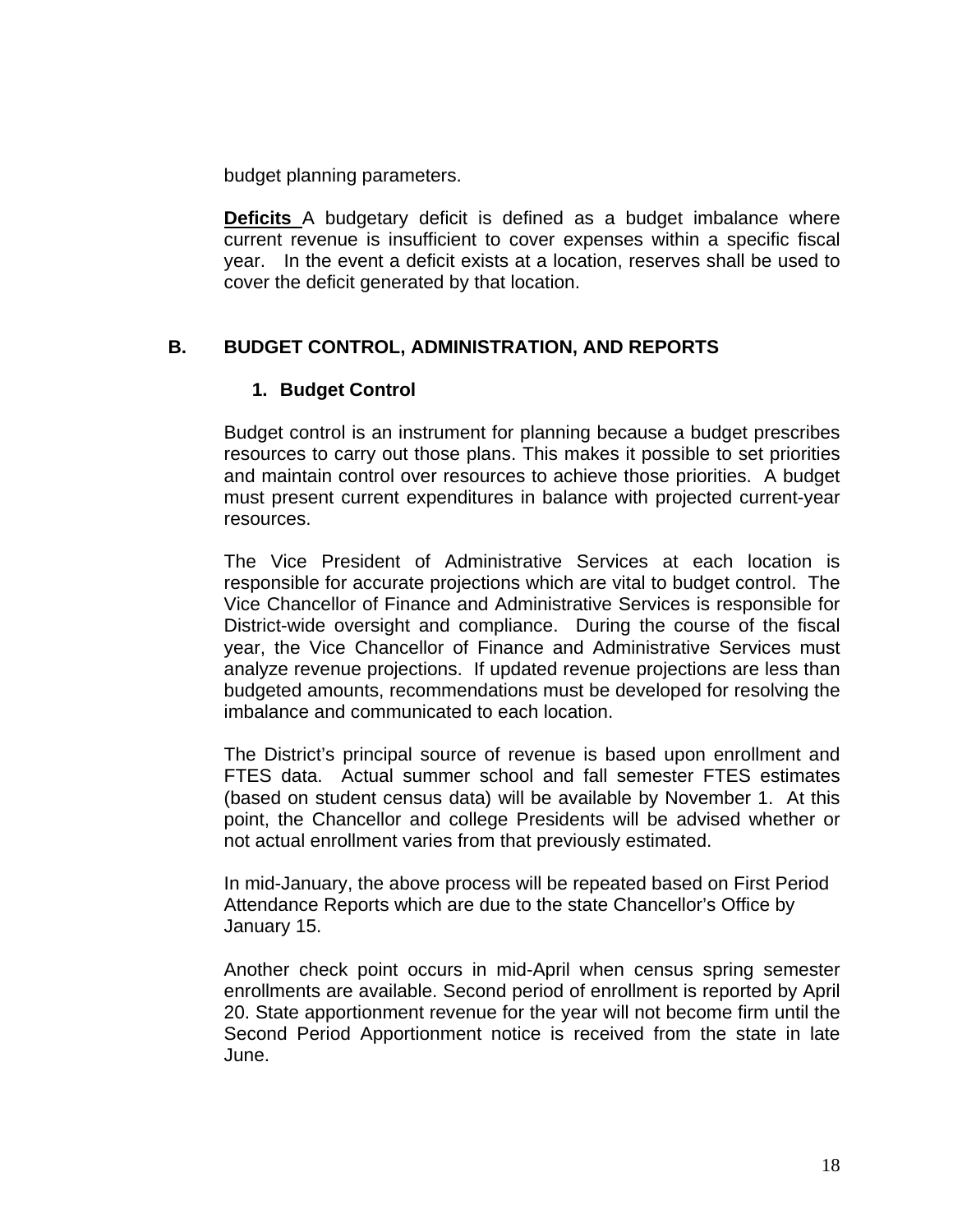budget planning parameters.

**Deficits** A budgetary deficit is defined as a budget imbalance where current revenue is insufficient to cover expenses within a specific fiscal year. In the event a deficit exists at a location, reserves shall be used to cover the deficit generated by that location.

## B. BUDGET CONTROL, ADMINISTRATION, AND REPORTS

### 1. Budget Control

Budget control is an instrument for planning because a budget prescribes resources to carry out those plans. This makes it possible to set priorities and maintain control over resources to achieve those priorities. A budget must present current expenditures in balance with projected current-year resources.

The Vice President of Administrative Services at each location is responsible for accurate projections which are vital to budget control. The Vice Chancellor of Finance and Administrative Services is responsible for District-wide oversight and compliance. During the course of the fiscal year, the Vice Chancellor of Finance and Administrative Services must analyze revenue projections. If updated revenue projections are less than budgeted amounts, recommendations must be developed for resolving the imbalance and communicated to each location.

The District's principal source of revenue is based upon enrollment and FTES data. Actual summer school and fall semester FTES estimates (based on student census data) will be available by November 1. At this point, the Chancellor and college Presidents will be advised whether or not actual enrollment varies from that previously estimated.

In mid-January, the above process will be repeated based on First Period Attendance Reports which are due to the state Chancellor's Office by January 15.

Another check point occurs in mid-April when census spring semester enrollments are available. Second period of enrollment is reported by April 20. State apportionment revenue for the year will not become firm until the Second Period Apportionment notice is received from the state in late June.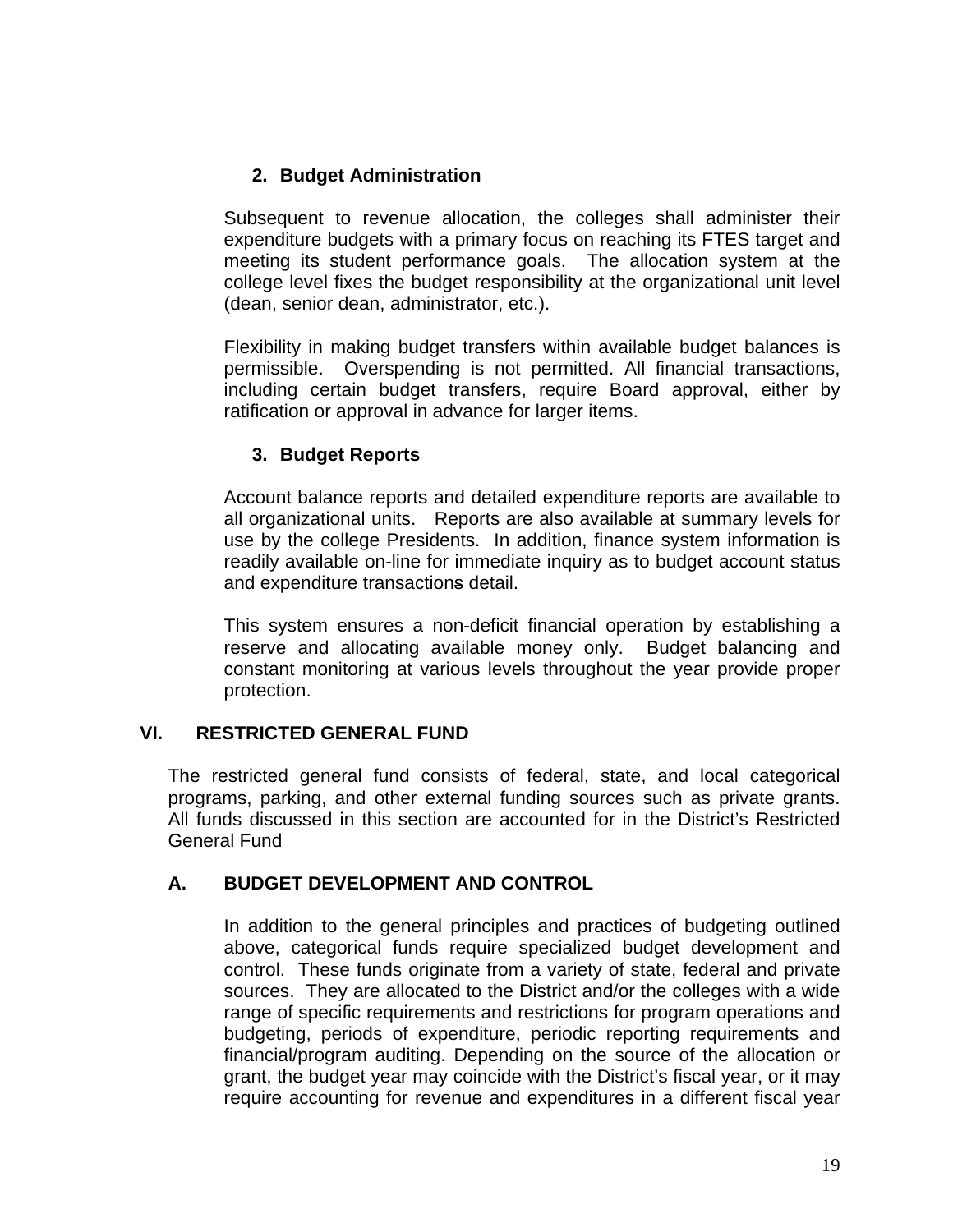2. **Budget Administration**

Subsequent to revenue allocation, the colleges shall administer their expenditure budgets with a primary focus on reaching its FTES target and meeting its student performance goals. The allocation system at the college level fixes the budget responsibility at the organizational unit level (dean, senior dean, administrator, etc.).

Flexibility in making budget transfers within available budget balances is permissible. Overspending is not permitted. All financial transactions, including certain budget transfers, require Board approval, either by ratification or approval in advance for larger items.

3. **Budget Reports**

Account balance reports and detailed expenditure reports are available to all organizational units. Reports are also available at summary levels for use by the college Presidents. In addition, finance system information is readily available on-line for immediate inquiry as to budget account status and expenditure transactions detail.

This system ensures a non-deficit financial operation by establishing a reserve and allocating available money only. Budget balancing and constant monitoring at various levels throughout the year provide proper protection.

## VI. RESTRICTED GENERAL FUND

The restricted general fund consists of federal, state, and local categorical programs, parking, and other external funding sources such as private grants. All funds discussed in this section are accounted for in the District's Restricted General Fund

### A. BUDGET DEVELOPMENT AND CONTROL

In addition to the general principles and practices of budgeting outlined above, categorical funds require specialized budget development and control. These funds originate from a variety of state, federal and private sources. They are allocated to the District and/or the colleges with a wide range of specific requirements and restrictions for program operations and budgeting, periods of expenditure, periodic reporting requirements and financial/program auditing. Depending on the source of the allocation or grant, the budget year may coincide with the District's fiscal year, or it may require accounting for revenue and expenditures in a different fiscal year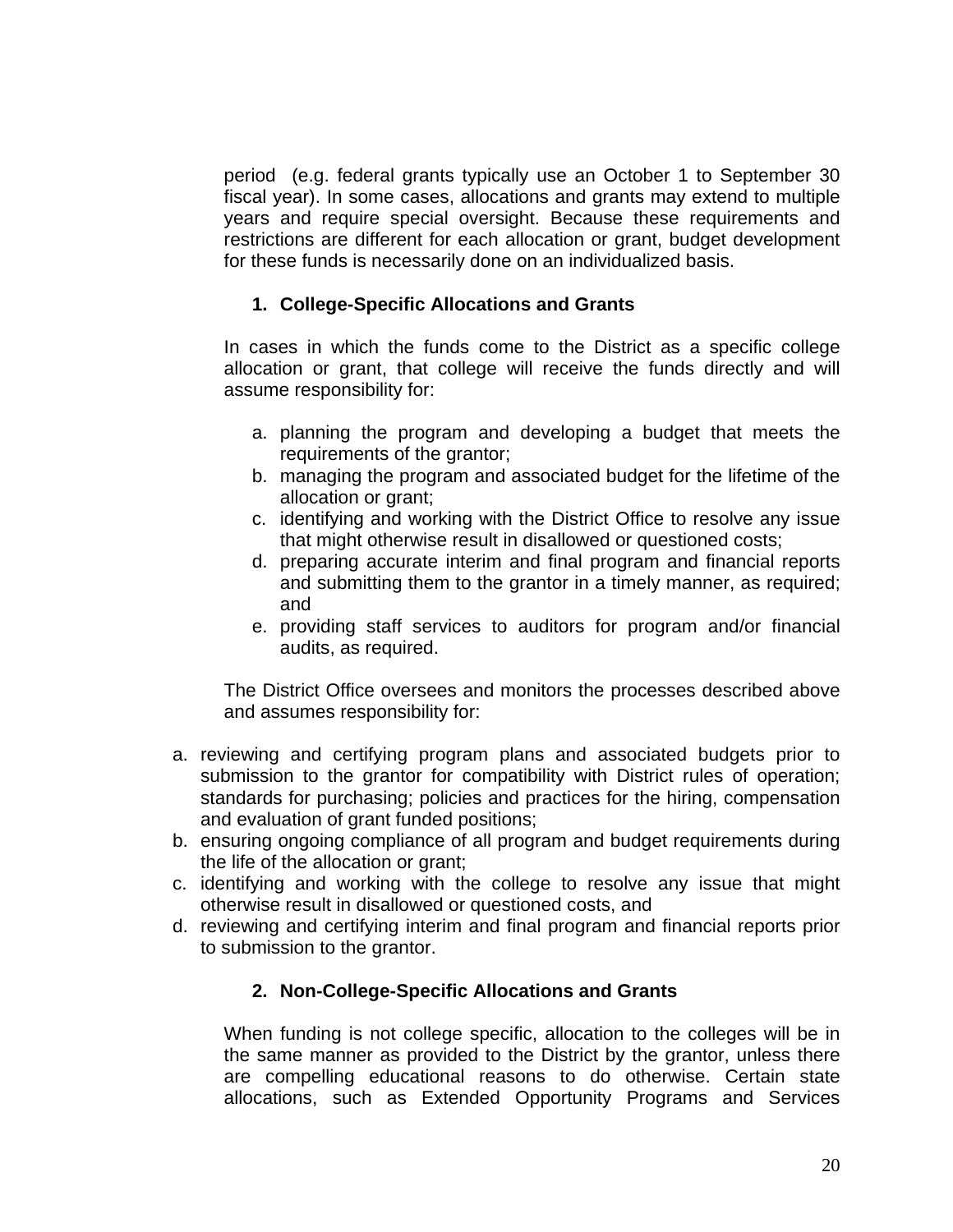period (e.g. federal grants typically use an October 1 to September 30 fiscal year). In some cases, allocations and grants may extend to multiple years and require special oversight. Because these requirements and restrictions are different for each allocation or grant, budget development for these funds is necessarily done on an individualized basis.

### 1. College-Specific Allocations and Grants

In cases in which the funds come to the District as a specific college allocation or grant, that college will receive the funds directly and will assume responsibility for:

a. planning the program and developing a budget that meets the requirements of the grantor;
b. managing the program and associated budget for the lifetime of the allocation or grant;
c. identifying and working with the District Office to resolve any issue that might otherwise result in disallowed or questioned costs;
d. preparing accurate interim and final program and financial reports and submitting them to the grantor in a timely manner, as required; and
e. providing staff services to auditors for program and/or financial audits, as required.

The District Office oversees and monitors the processes described above and assumes responsibility for:

a. reviewing and certifying program plans and associated budgets prior to submission to the grantor for compatibility with District rules of operation; standards for purchasing; policies and practices for the hiring, compensation and evaluation of grant funded positions;
b. ensuring ongoing compliance of all program and budget requirements during the life of the allocation or grant;
c. identifying and working with the college to resolve any issue that might otherwise result in disallowed or questioned costs, and
d. reviewing and certifying interim and final program and financial reports prior to submission to the grantor.

### 2. Non-College-Specific Allocations and Grants

When funding is not college specific, allocation to the colleges will be in the same manner as provided to the District by the grantor, unless there are compelling educational reasons to do otherwise. Certain state allocations, such as Extended Opportunity Programs and Services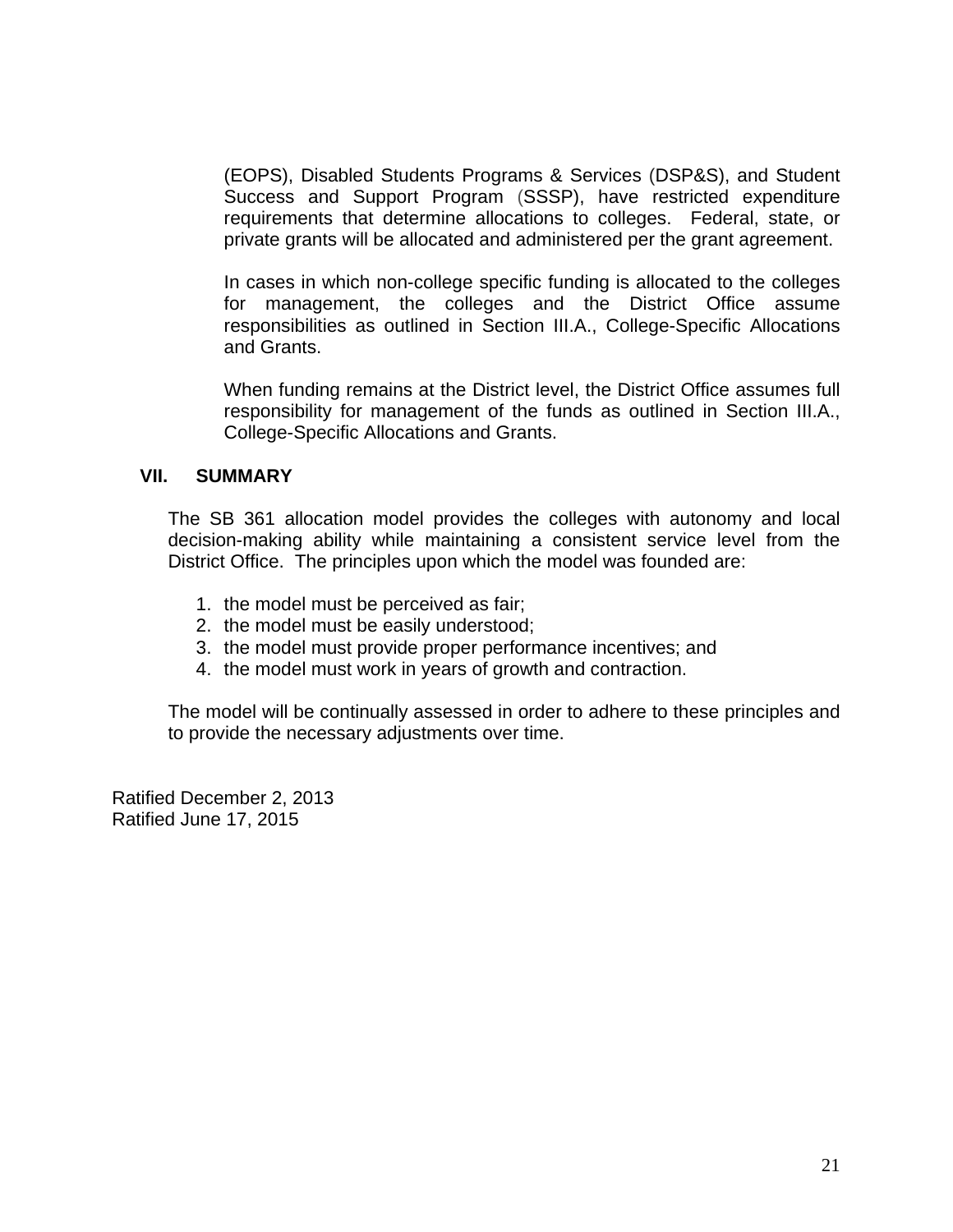(EOPS), Disabled Students Programs & Services (DSP&S), and Student Success and Support Program (SSSP), have restricted expenditure requirements that determine allocations to colleges. Federal, state, or private grants will be allocated and administered per the grant agreement.

In cases in which non-college specific funding is allocated to the colleges for management, the colleges and the District Office assume responsibilities as outlined in Section III.A., College-Specific Allocations and Grants.

When funding remains at the District level, the District Office assumes full responsibility for management of the funds as outlined in Section III.A., College-Specific Allocations and Grants.

## VII. SUMMARY

The SB 361 allocation model provides the colleges with autonomy and local decision-making ability while maintaining a consistent service level from the District Office. The principles upon which the model was founded are:

1. the model must be perceived as fair;
2. the model must be easily understood;
3. the model must provide proper performance incentives; and
4. the model must work in years of growth and contraction.

The model will be continually assessed in order to adhere to these principles and to provide the necessary adjustments over time.

Ratified December 2, 2013
Ratified June 17, 2015